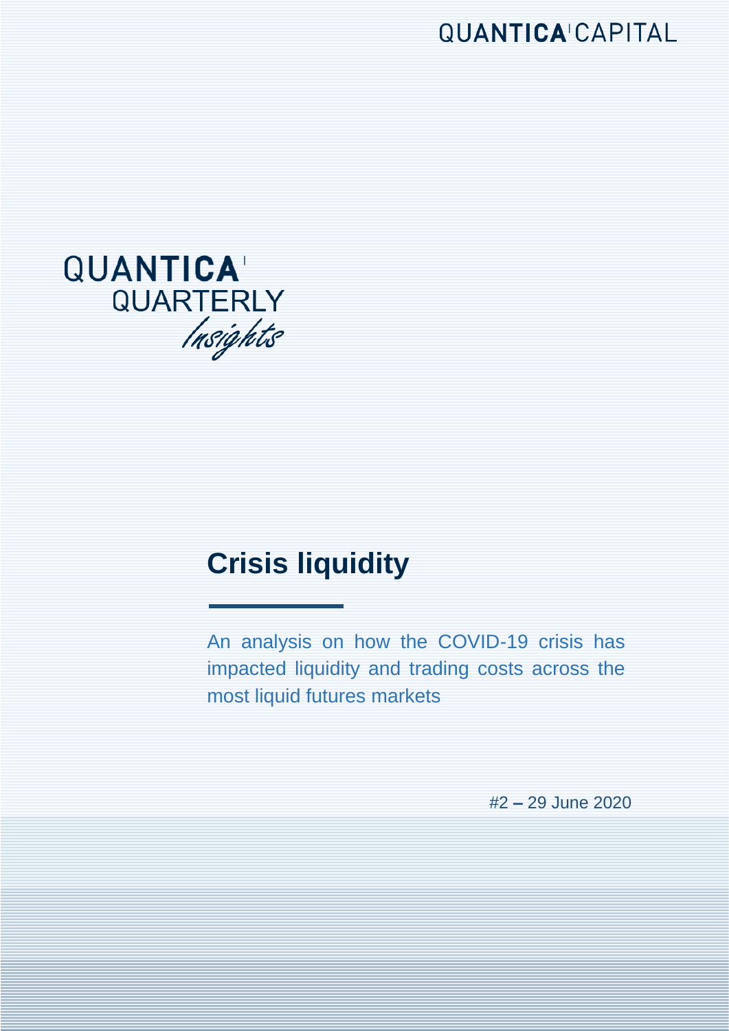QUANTICA CAPITAL

QUANTICA
QUARTERLY
*Insights*

# Crisis liquidity

An analysis on how the COVID-19 crisis has impacted liquidity and trading costs across the most liquid futures markets

#2 – 29 June 2020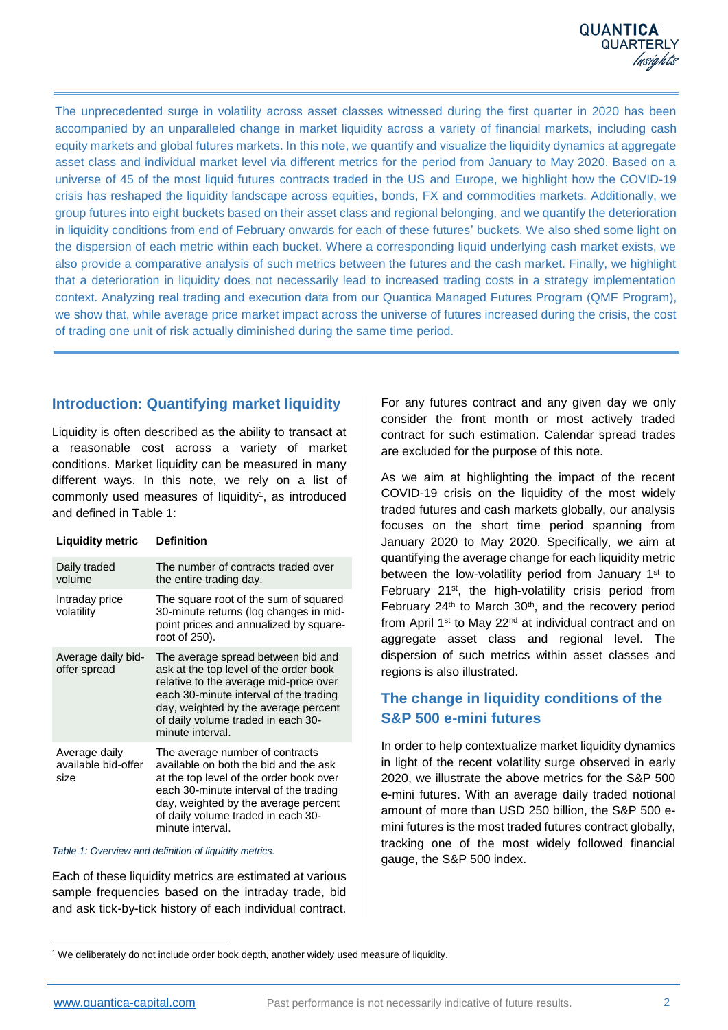The unprecedented surge in volatility across asset classes witnessed during the first quarter in 2020 has been accompanied by an unparalleled change in market liquidity across a variety of financial markets, including cash equity markets and global futures markets. In this note, we quantify and visualize the liquidity dynamics at aggregate asset class and individual market level via different metrics for the period from January to May 2020. Based on a universe of 45 of the most liquid futures contracts traded in the US and Europe, we highlight how the COVID-19 crisis has reshaped the liquidity landscape across equities, bonds, FX and commodities markets. Additionally, we group futures into eight buckets based on their asset class and regional belonging, and we quantify the deterioration in liquidity conditions from end of February onwards for each of these futures' buckets. We also shed some light on the dispersion of each metric within each bucket. Where a corresponding liquid underlying cash market exists, we also provide a comparative analysis of such metrics between the futures and the cash market. Finally, we highlight that a deterioration in liquidity does not necessarily lead to increased trading costs in a strategy implementation context. Analyzing real trading and execution data from our Quantica Managed Futures Program (QMF Program), we show that, while average price market impact across the universe of futures increased during the crisis, the cost of trading one unit of risk actually diminished during the same time period.

## Introduction: Quantifying market liquidity

Liquidity is often described as the ability to transact at a reasonable cost across a variety of market conditions. Market liquidity can be measured in many different ways. In this note, we rely on a list of commonly used measures of liquidity[1], as introduced and defined in Table 1:

| Liquidity metric | Definition |
|---|---|
| Daily traded volume | The number of contracts traded over the entire trading day. |
| Intraday price volatility | The square root of the sum of squared 30-minute returns (log changes in mid-point prices and annualized by square-root of 250). |
| Average daily bid-offer spread | The average spread between bid and ask at the top level of the order book relative to the average mid-price over each 30-minute interval of the trading day, weighted by the average percent of daily volume traded in each 30-minute interval. |
| Average daily available bid-offer size | The average number of contracts available on both the bid and the ask at the top level of the order book over each 30-minute interval of the trading day, weighted by the average percent of daily volume traded in each 30-minute interval. |

*Table 1: Overview and definition of liquidity metrics.*

Each of these liquidity metrics are estimated at various sample frequencies based on the intraday trade, bid and ask tick-by-tick history of each individual contract. For any futures contract and any given day we only consider the front month or most actively traded contract for such estimation. Calendar spread trades are excluded for the purpose of this note.

As we aim at highlighting the impact of the recent COVID-19 crisis on the liquidity of the most widely traded futures and cash markets globally, our analysis focuses on the short time period spanning from January 2020 to May 2020. Specifically, we aim at quantifying the average change for each liquidity metric between the low-volatility period from January 1st to February 21st, the high-volatility crisis period from February 24th to March 30th, and the recovery period from April 1st to May 22nd at individual contract and on aggregate asset class and regional level. The dispersion of such metrics within asset classes and regions is also illustrated.

## The change in liquidity conditions of the S&P 500 e-mini futures

In order to help contextualize market liquidity dynamics in light of the recent volatility surge observed in early 2020, we illustrate the above metrics for the S&P 500 e-mini futures. With an average daily traded notional amount of more than USD 250 billion, the S&P 500 e-mini futures is the most traded futures contract globally, tracking one of the most widely followed financial gauge, the S&P 500 index.

[1] We deliberately do not include order book depth, another widely used measure of liquidity.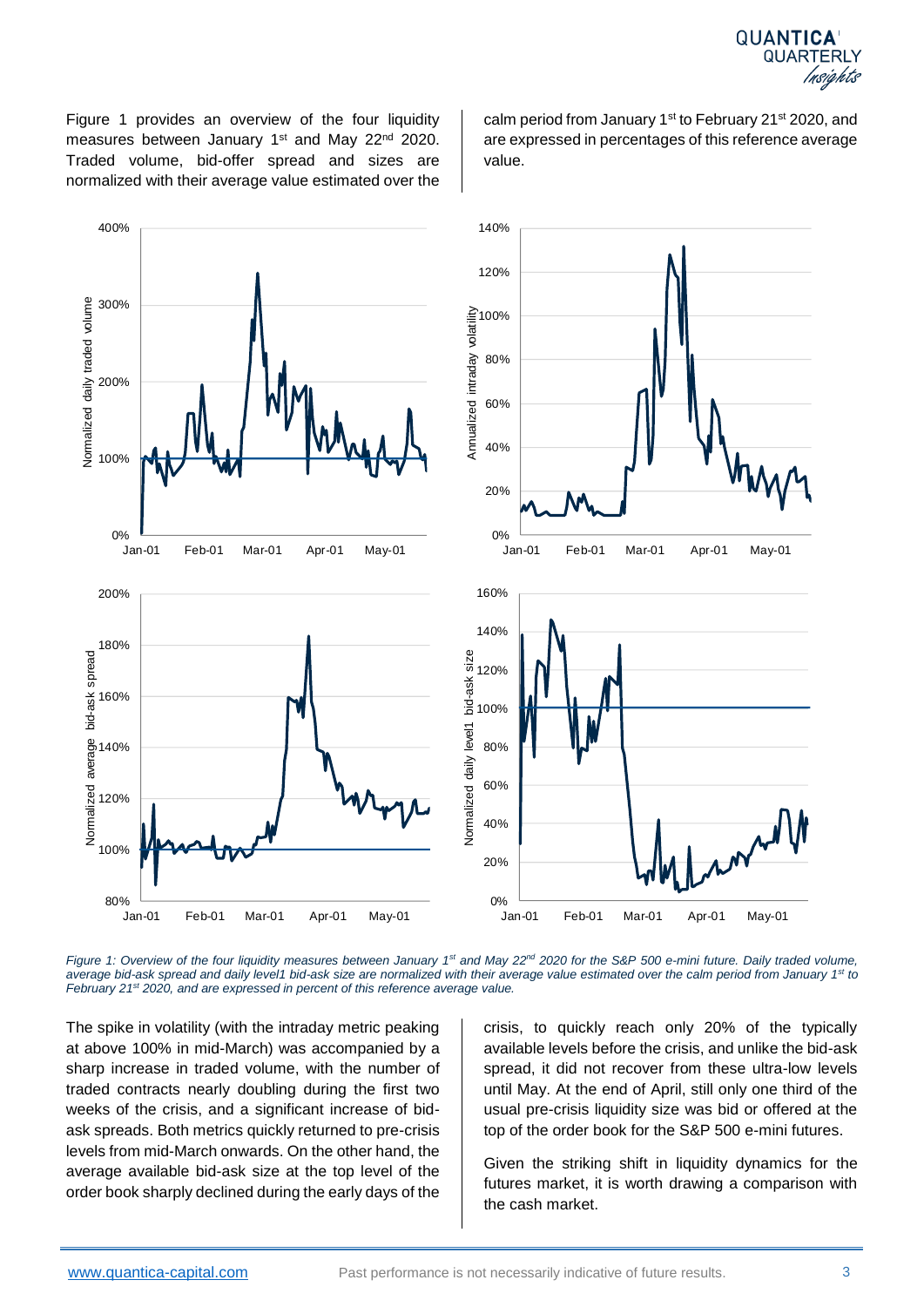Figure 1 provides an overview of the four liquidity measures between January 1st and May 22nd 2020. Traded volume, bid-offer spread and sizes are normalized with their average value estimated over the calm period from January 1st to February 21st 2020, and are expressed in percentages of this reference average value.

*Figure 1: Overview of the four liquidity measures between January 1st and May 22nd 2020 for the S&P 500 e-mini future. Daily traded volume, average bid-ask spread and daily level1 bid-ask size are normalized with their average value estimated over the calm period from January 1st to February 21st 2020, and are expressed in percent of this reference average value.*

The spike in volatility (with the intraday metric peaking at above 100% in mid-March) was accompanied by a sharp increase in traded volume, with the number of traded contracts nearly doubling during the first two weeks of the crisis, and a significant increase of bid-ask spreads. Both metrics quickly returned to pre-crisis levels from mid-March onwards. On the other hand, the average available bid-ask size at the top level of the order book sharply declined during the early days of the crisis, to quickly reach only 20% of the typically available levels before the crisis, and unlike the bid-ask spread, it did not recover from these ultra-low levels until May. At the end of April, still only one third of the usual pre-crisis liquidity size was bid or offered at the top of the order book for the S&P 500 e-mini futures.

Given the striking shift in liquidity dynamics for the futures market, it is worth drawing a comparison with the cash market.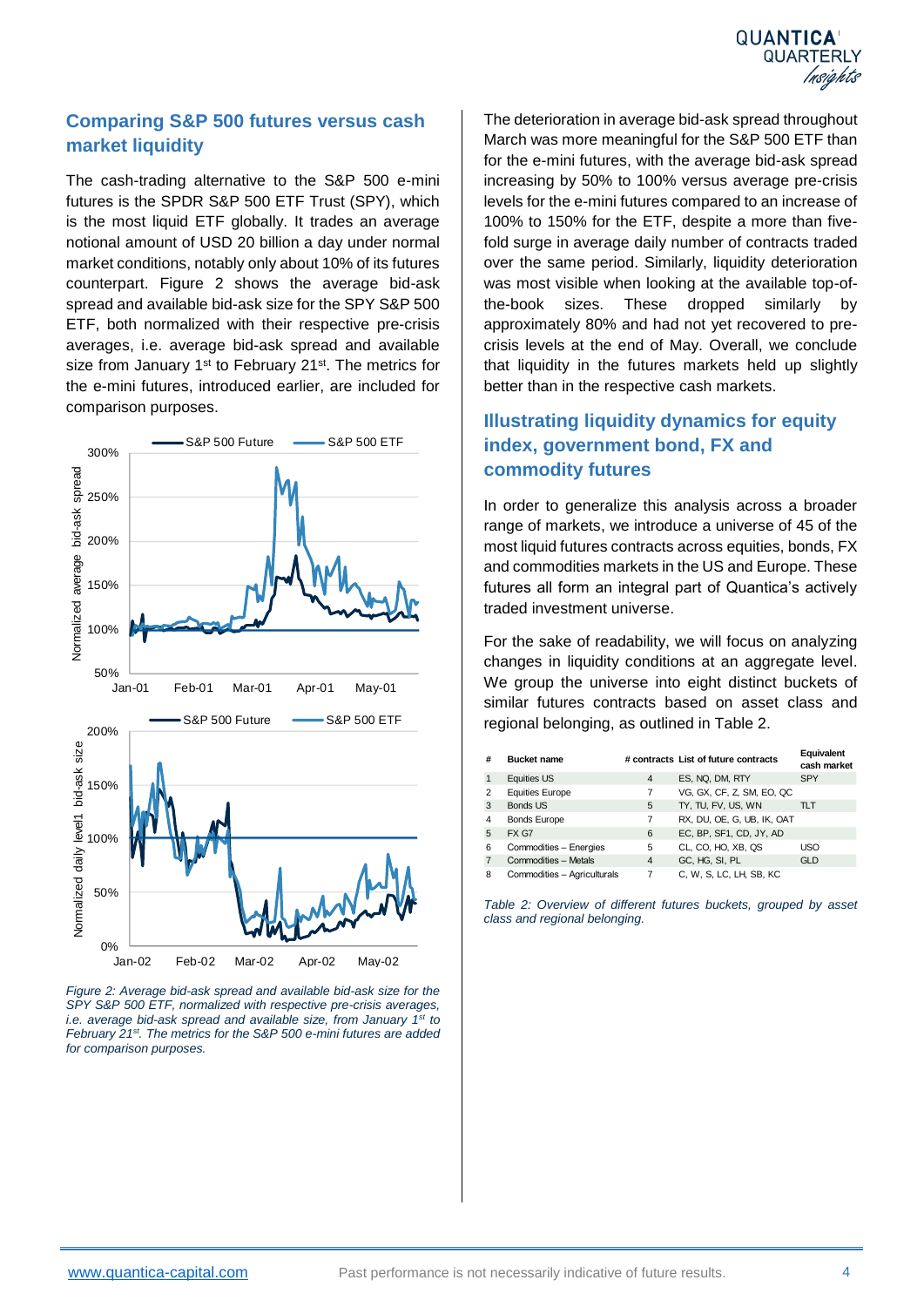## Comparing S&P 500 futures versus cash market liquidity

The cash-trading alternative to the S&P 500 e-mini futures is the SPDR S&P 500 ETF Trust (SPY), which is the most liquid ETF globally. It trades an average notional amount of USD 20 billion a day under normal market conditions, notably only about 10% of its futures counterpart. Figure 2 shows the average bid-ask spread and available bid-ask size for the SPY S&P 500 ETF, both normalized with their respective pre-crisis averages, i.e. average bid-ask spread and available size from January 1st to February 21st. The metrics for the e-mini futures, introduced earlier, are included for comparison purposes.

*Figure 2: Average bid-ask spread and available bid-ask size for the SPY S&P 500 ETF, normalized with respective pre-crisis averages, i.e. average bid-ask spread and available size, from January 1st to February 21st. The metrics for the S&P 500 e-mini futures are added for comparison purposes.*

The deterioration in average bid-ask spread throughout March was more meaningful for the S&P 500 ETF than for the e-mini futures, with the average bid-ask spread increasing by 50% to 100% versus average pre-crisis levels for the e-mini futures compared to an increase of 100% to 150% for the ETF, despite a more than five-fold surge in average daily number of contracts traded over the same period. Similarly, liquidity deterioration was most visible when looking at the available top-of-the-book sizes. These dropped similarly by approximately 80% and had not yet recovered to pre-crisis levels at the end of May. Overall, we conclude that liquidity in the futures markets held up slightly better than in the respective cash markets.

## Illustrating liquidity dynamics for equity index, government bond, FX and commodity futures

In order to generalize this analysis across a broader range of markets, we introduce a universe of 45 of the most liquid futures contracts across equities, bonds, FX and commodities markets in the US and Europe. These futures all form an integral part of Quantica's actively traded investment universe.

For the sake of readability, we will focus on analyzing changes in liquidity conditions at an aggregate level. We group the universe into eight distinct buckets of similar futures contracts based on asset class and regional belonging, as outlined in Table 2.

| # | Bucket name | # contracts | List of future contracts | Equivalent cash market |
|---|---|---|---|---|
| 1 | Equities US | 4 | ES, NQ, DM, RTY | SPY |
| 2 | Equities Europe | 7 | VG, GX, CF, Z, SM, EO, QC | |
| 3 | Bonds US | 5 | TY, TU, FV, US, WN | TLT |
| 4 | Bonds Europe | 7 | RX, DU, OE, G, UB, IK, OAT | |
| 5 | FX G7 | 6 | EC, BP, SF1, CD, JY, AD | |
| 6 | Commodities – Energies | 5 | CL, CO, HO, XB, QS | USO |
| 7 | Commodities – Metals | 4 | GC, HG, SI, PL | GLD |
| 8 | Commodities – Agriculturals | 7 | C, W, S, LC, LH, SB, KC | |

*Table 2: Overview of different futures buckets, grouped by asset class and regional belonging.*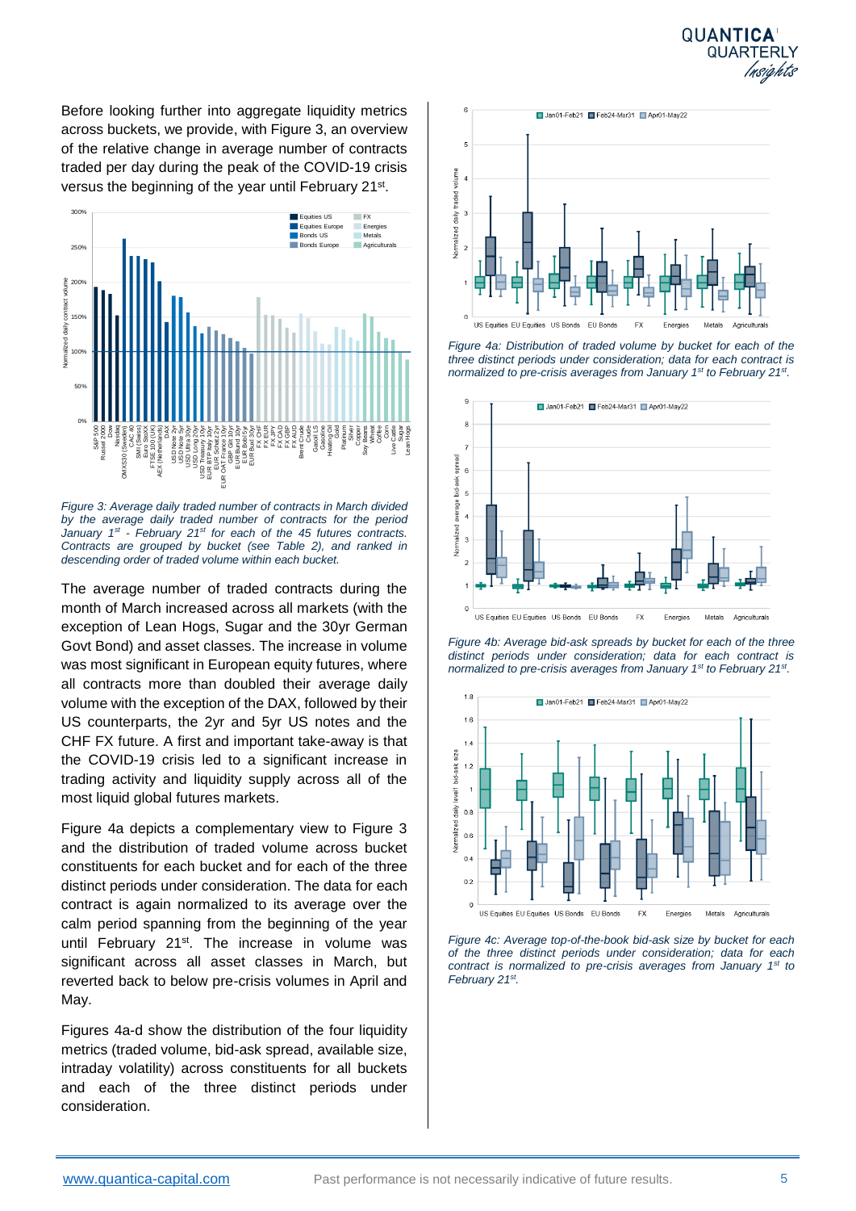Before looking further into aggregate liquidity metrics across buckets, we provide, with Figure 3, an overview of the relative change in average number of contracts traded per day during the peak of the COVID-19 crisis versus the beginning of the year until February 21st.

*Figure 3: Average daily traded number of contracts in March divided by the average daily traded number of contracts for the period January 1st - February 21st for each of the 45 futures contracts. Contracts are grouped by bucket (see Table 2), and ranked in descending order of traded volume within each bucket.*

The average number of traded contracts during the month of March increased across all markets (with the exception of Lean Hogs, Sugar and the 30yr German Govt Bond) and asset classes. The increase in volume was most significant in European equity futures, where all contracts more than doubled their average daily volume with the exception of the DAX, followed by their US counterparts, the 2yr and 5yr US notes and the CHF FX future. A first and important take-away is that the COVID-19 crisis led to a significant increase in trading activity and liquidity supply across all of the most liquid global futures markets.

Figure 4a depicts a complementary view to Figure 3 and the distribution of traded volume across bucket constituents for each bucket and for each of the three distinct periods under consideration. The data for each contract is again normalized to its average over the calm period spanning from the beginning of the year until February 21st. The increase in volume was significant across all asset classes in March, but reverted back to below pre-crisis volumes in April and May.

Figures 4a-d show the distribution of the four liquidity metrics (traded volume, bid-ask spread, available size, intraday volatility) across constituents for all buckets and each of the three distinct periods under consideration.

*Figure 4a: Distribution of traded volume by bucket for each of the three distinct periods under consideration; data for each contract is normalized to pre-crisis averages from January 1st to February 21st.*

*Figure 4b: Average bid-ask spreads by bucket for each of the three distinct periods under consideration; data for each contract is normalized to pre-crisis averages from January 1st to February 21st.*

*Figure 4c: Average top-of-the-book bid-ask size by bucket for each of the three distinct periods under consideration; data for each contract is normalized to pre-crisis averages from January 1st to February 21st.*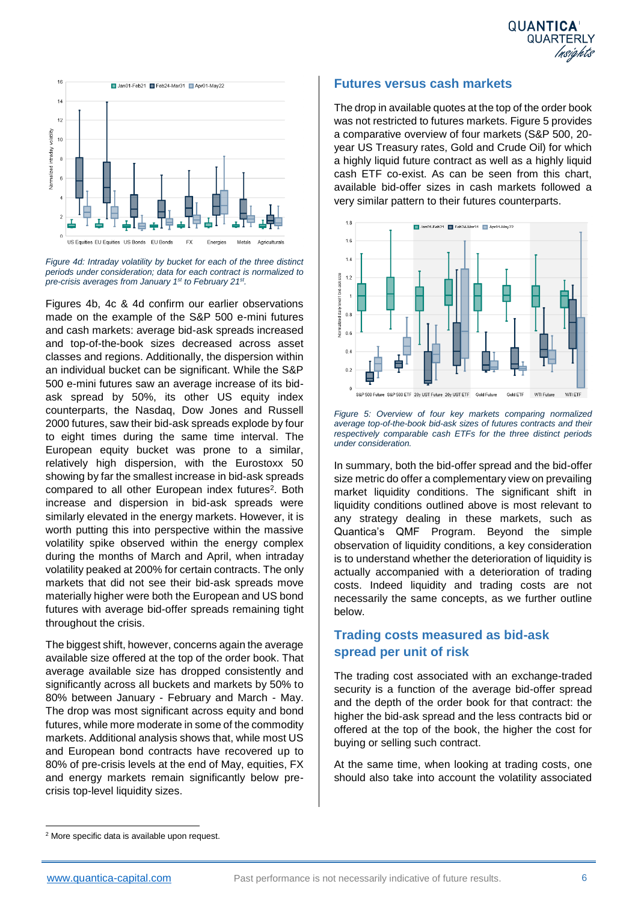*Figure 4d: Intraday volatility by bucket for each of the three distinct periods under consideration; data for each contract is normalized to pre-crisis averages from January 1st to February 21st.*

Figures 4b, 4c & 4d confirm our earlier observations made on the example of the S&P 500 e-mini futures and cash markets: average bid-ask spreads increased and top-of-the-book sizes decreased across asset classes and regions. Additionally, the dispersion within an individual bucket can be significant. While the S&P 500 e-mini futures saw an average increase of its bid-ask spread by 50%, its other US equity index counterparts, the Nasdaq, Dow Jones and Russell 2000 futures, saw their bid-ask spreads explode by four to eight times during the same time interval. The European equity bucket was prone to a similar, relatively high dispersion, with the Eurostoxx 50 showing by far the smallest increase in bid-ask spreads compared to all other European index futures[2]. Both increase and dispersion in bid-ask spreads were similarly elevated in the energy markets. However, it is worth putting this into perspective within the massive volatility spike observed within the energy complex during the months of March and April, when intraday volatility peaked at 200% for certain contracts. The only markets that did not see their bid-ask spreads move materially higher were both the European and US bond futures with average bid-offer spreads remaining tight throughout the crisis.

The biggest shift, however, concerns again the average available size offered at the top of the order book. That average available size has dropped consistently and significantly across all buckets and markets by 50% to 80% between January - February and March - May. The drop was most significant across equity and bond futures, while more moderate in some of the commodity markets. Additional analysis shows that, while most US and European bond contracts have recovered up to 80% of pre-crisis levels at the end of May, equities, FX and energy markets remain significantly below pre-crisis top-level liquidity sizes.

## Futures versus cash markets

The drop in available quotes at the top of the order book was not restricted to futures markets. Figure 5 provides a comparative overview of four markets (S&P 500, 20-year US Treasury rates, Gold and Crude Oil) for which a highly liquid future contract as well as a highly liquid cash ETF co-exist. As can be seen from this chart, available bid-offer sizes in cash markets followed a very similar pattern to their futures counterparts.

*Figure 5: Overview of four key markets comparing normalized average top-of-the-book bid-ask sizes of futures contracts and their respectively comparable cash ETFs for the three distinct periods under consideration.*

In summary, both the bid-offer spread and the bid-offer size metric do offer a complementary view on prevailing market liquidity conditions. The significant shift in liquidity conditions outlined above is most relevant to any strategy dealing in these markets, such as Quantica's QMF Program. Beyond the simple observation of liquidity conditions, a key consideration is to understand whether the deterioration of liquidity is actually accompanied with a deterioration of trading costs. Indeed liquidity and trading costs are not necessarily the same concepts, as we further outline below.

## Trading costs measured as bid-ask spread per unit of risk

The trading cost associated with an exchange-traded security is a function of the average bid-offer spread and the depth of the order book for that contract: the higher the bid-ask spread and the less contracts bid or offered at the top of the book, the higher the cost for buying or selling such contract.

At the same time, when looking at trading costs, one should also take into account the volatility associated

---

[2] More specific data is available upon request.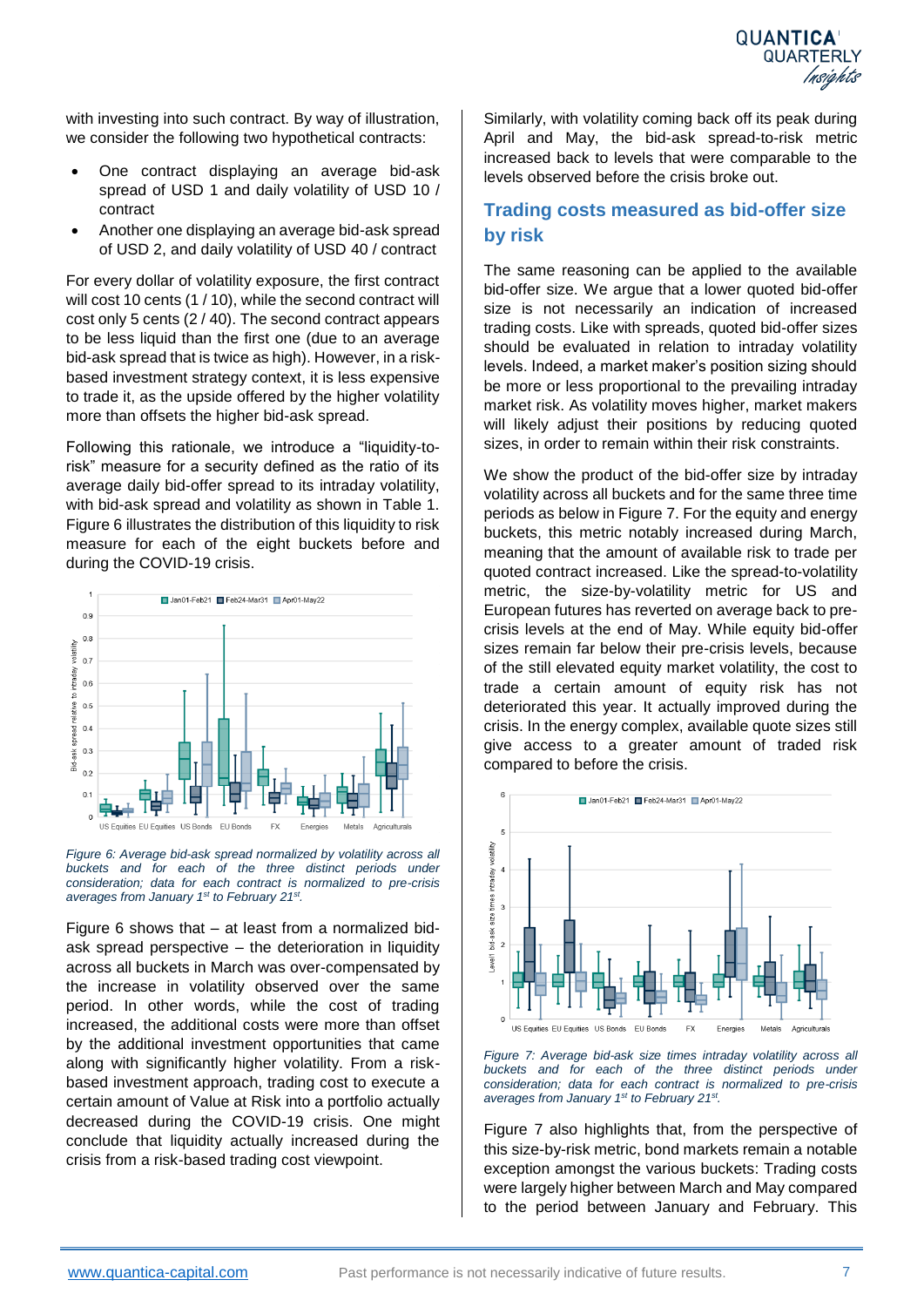with investing into such contract. By way of illustration, we consider the following two hypothetical contracts:

- One contract displaying an average bid-ask spread of USD 1 and daily volatility of USD 10 / contract
- Another one displaying an average bid-ask spread of USD 2, and daily volatility of USD 40 / contract

For every dollar of volatility exposure, the first contract will cost 10 cents (1 / 10), while the second contract will cost only 5 cents (2 / 40). The second contract appears to be less liquid than the first one (due to an average bid-ask spread that is twice as high). However, in a risk-based investment strategy context, it is less expensive to trade it, as the upside offered by the higher volatility more than offsets the higher bid-ask spread.

Following this rationale, we introduce a "liquidity-to-risk" measure for a security defined as the ratio of its average daily bid-offer spread to its intraday volatility, with bid-ask spread and volatility as shown in Table 1. Figure 6 illustrates the distribution of this liquidity to risk measure for each of the eight buckets before and during the COVID-19 crisis.

*Figure 6: Average bid-ask spread normalized by volatility across all buckets and for each of the three distinct periods under consideration; data for each contract is normalized to pre-crisis averages from January 1st to February 21st.*

Figure 6 shows that – at least from a normalized bid-ask spread perspective – the deterioration in liquidity across all buckets in March was over-compensated by the increase in volatility observed over the same period. In other words, while the cost of trading increased, the additional costs were more than offset by the additional investment opportunities that came along with significantly higher volatility. From a risk-based investment approach, trading cost to execute a certain amount of Value at Risk into a portfolio actually decreased during the COVID-19 crisis. One might conclude that liquidity actually increased during the crisis from a risk-based trading cost viewpoint.

Similarly, with volatility coming back off its peak during April and May, the bid-ask spread-to-risk metric increased back to levels that were comparable to the levels observed before the crisis broke out.

## Trading costs measured as bid-offer size by risk

The same reasoning can be applied to the available bid-offer size. We argue that a lower quoted bid-offer size is not necessarily an indication of increased trading costs. Like with spreads, quoted bid-offer sizes should be evaluated in relation to intraday volatility levels. Indeed, a market maker's position sizing should be more or less proportional to the prevailing intraday market risk. As volatility moves higher, market makers will likely adjust their positions by reducing quoted sizes, in order to remain within their risk constraints.

We show the product of the bid-offer size by intraday volatility across all buckets and for the same three time periods as below in Figure 7. For the equity and energy buckets, this metric notably increased during March, meaning that the amount of available risk to trade per quoted contract increased. Like the spread-to-volatility metric, the size-by-volatility metric for US and European futures has reverted on average back to pre-crisis levels at the end of May. While equity bid-offer sizes remain far below their pre-crisis levels, because of the still elevated equity market volatility, the cost to trade a certain amount of equity risk has not deteriorated this year. It actually improved during the crisis. In the energy complex, available quote sizes still give access to a greater amount of traded risk compared to before the crisis.

*Figure 7: Average bid-ask size times intraday volatility across all buckets and for each of the three distinct periods under consideration; data for each contract is normalized to pre-crisis averages from January 1st to February 21st.*

Figure 7 also highlights that, from the perspective of this size-by-risk metric, bond markets remain a notable exception amongst the various buckets: Trading costs were largely higher between March and May compared to the period between January and February. This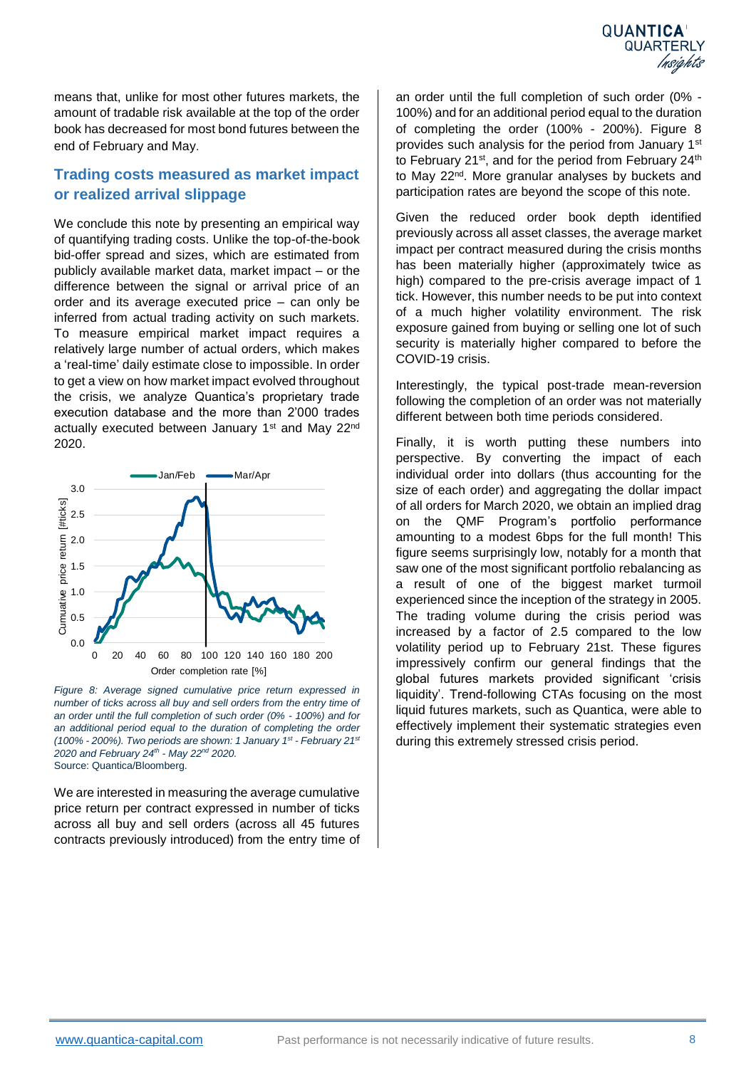means that, unlike for most other futures markets, the amount of tradable risk available at the top of the order book has decreased for most bond futures between the end of February and May.

## Trading costs measured as market impact or realized arrival slippage

We conclude this note by presenting an empirical way of quantifying trading costs. Unlike the top-of-the-book bid-offer spread and sizes, which are estimated from publicly available market data, market impact – or the difference between the signal or arrival price of an order and its average executed price – can only be inferred from actual trading activity on such markets. To measure empirical market impact requires a relatively large number of actual orders, which makes a 'real-time' daily estimate close to impossible. In order to get a view on how market impact evolved throughout the crisis, we analyze Quantica's proprietary trade execution database and the more than 2'000 trades actually executed between January 1st and May 22nd 2020.

*Figure 8: Average signed cumulative price return expressed in number of ticks across all buy and sell orders from the entry time of an order until the full completion of such order (0% - 100%) and for an additional period equal to the duration of completing the order (100% - 200%). Two periods are shown: 1 January 1st - February 21st 2020 and February 24th - May 22nd 2020.*
Source: Quantica/Bloomberg.

We are interested in measuring the average cumulative price return per contract expressed in number of ticks across all buy and sell orders (across all 45 futures contracts previously introduced) from the entry time of an order until the full completion of such order (0% - 100%) and for an additional period equal to the duration of completing the order (100% - 200%). Figure 8 provides such analysis for the period from January 1st to February 21st, and for the period from February 24th to May 22nd. More granular analyses by buckets and participation rates are beyond the scope of this note.

Given the reduced order book depth identified previously across all asset classes, the average market impact per contract measured during the crisis months has been materially higher (approximately twice as high) compared to the pre-crisis average impact of 1 tick. However, this number needs to be put into context of a much higher volatility environment. The risk exposure gained from buying or selling one lot of such security is materially higher compared to before the COVID-19 crisis.

Interestingly, the typical post-trade mean-reversion following the completion of an order was not materially different between both time periods considered.

Finally, it is worth putting these numbers into perspective. By converting the impact of each individual order into dollars (thus accounting for the size of each order) and aggregating the dollar impact of all orders for March 2020, we obtain an implied drag on the QMF Program's portfolio performance amounting to a modest 6bps for the full month! This figure seems surprisingly low, notably for a month that saw one of the most significant portfolio rebalancing as a result of one of the biggest market turmoil experienced since the inception of the strategy in 2005. The trading volume during the crisis period was increased by a factor of 2.5 compared to the low volatility period up to February 21st. These figures impressively confirm our general findings that the global futures markets provided significant 'crisis liquidity'. Trend-following CTAs focusing on the most liquid futures markets, such as Quantica, were able to effectively implement their systematic strategies even during this extremely stressed crisis period.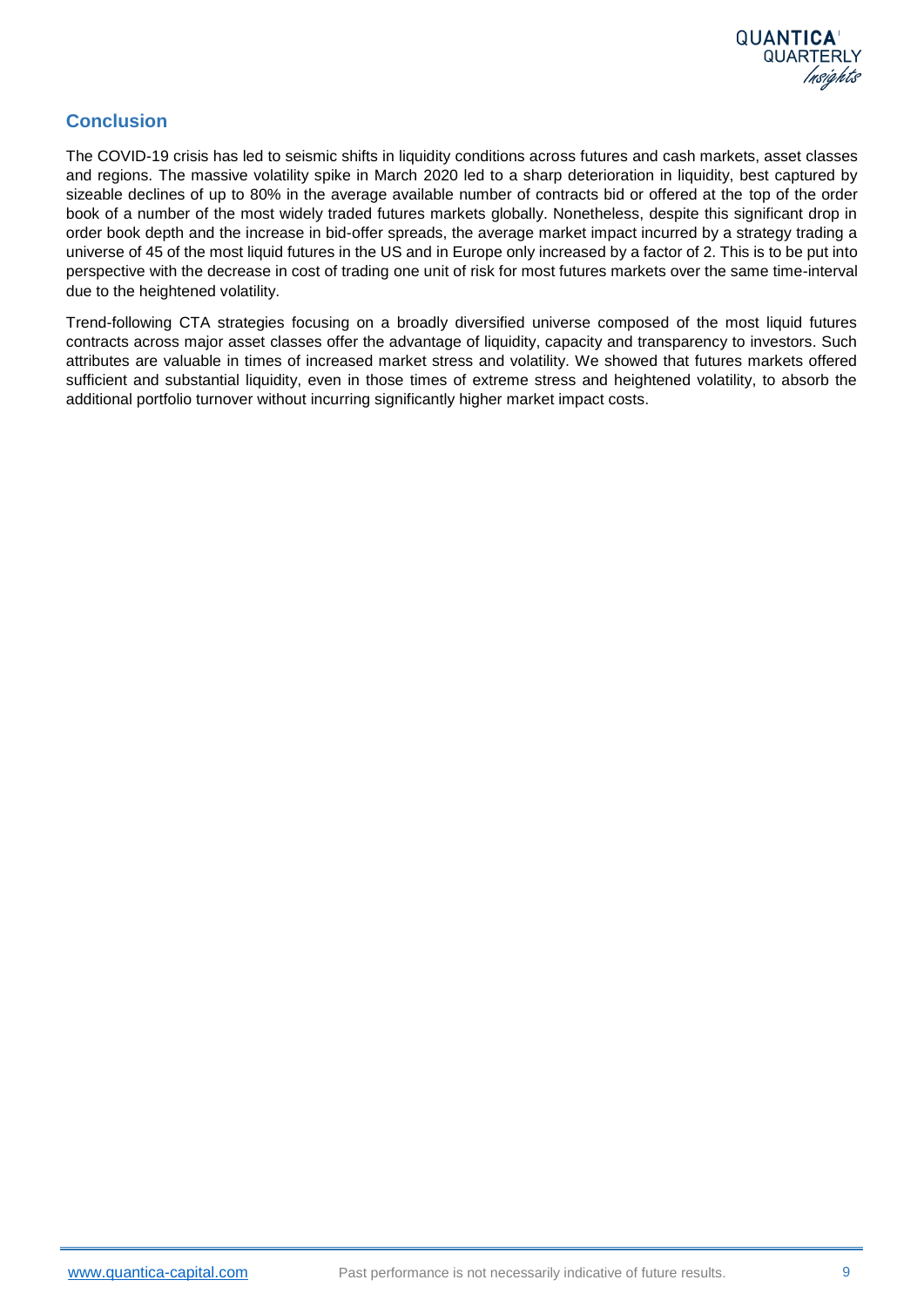## Conclusion

The COVID-19 crisis has led to seismic shifts in liquidity conditions across futures and cash markets, asset classes and regions. The massive volatility spike in March 2020 led to a sharp deterioration in liquidity, best captured by sizeable declines of up to 80% in the average available number of contracts bid or offered at the top of the order book of a number of the most widely traded futures markets globally. Nonetheless, despite this significant drop in order book depth and the increase in bid-offer spreads, the average market impact incurred by a strategy trading a universe of 45 of the most liquid futures in the US and in Europe only increased by a factor of 2. This is to be put into perspective with the decrease in cost of trading one unit of risk for most futures markets over the same time-interval due to the heightened volatility.

Trend-following CTA strategies focusing on a broadly diversified universe composed of the most liquid futures contracts across major asset classes offer the advantage of liquidity, capacity and transparency to investors. Such attributes are valuable in times of increased market stress and volatility. We showed that futures markets offered sufficient and substantial liquidity, even in those times of extreme stress and heightened volatility, to absorb the additional portfolio turnover without incurring significantly higher market impact costs.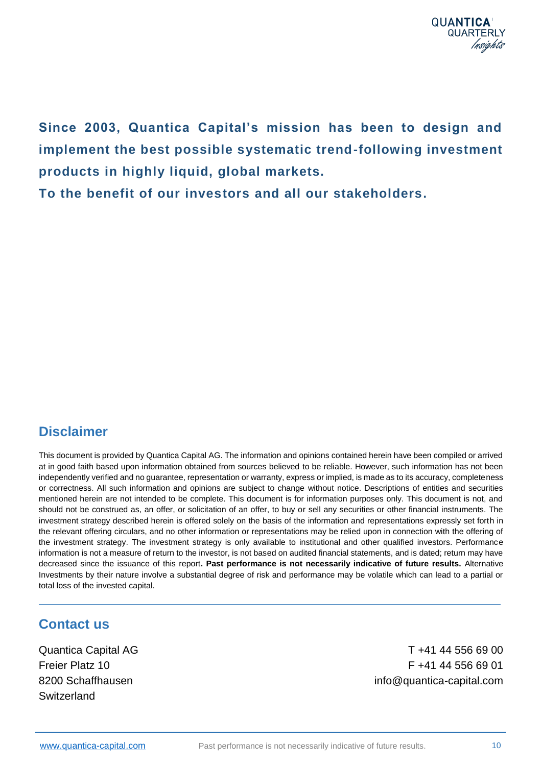**Since 2003, Quantica Capital's mission has been to design and implement the best possible systematic trend-following investment products in highly liquid, global markets.**
**To the benefit of our investors and all our stakeholders.**

## Disclaimer

This document is provided by Quantica Capital AG. The information and opinions contained herein have been compiled or arrived at in good faith based upon information obtained from sources believed to be reliable. However, such information has not been independently verified and no guarantee, representation or warranty, express or implied, is made as to its accuracy, completeness or correctness. All such information and opinions are subject to change without notice. Descriptions of entities and securities mentioned herein are not intended to be complete. This document is for information purposes only. This document is not, and should not be construed as, an offer, or solicitation of an offer, to buy or sell any securities or other financial instruments. The investment strategy described herein is offered solely on the basis of the information and representations expressly set forth in the relevant offering circulars, and no other information or representations may be relied upon in connection with the offering of the investment strategy. The investment strategy is only available to institutional and other qualified investors. Performance information is not a measure of return to the investor, is not based on audited financial statements, and is dated; return may have decreased since the issuance of this report**. Past performance is not necessarily indicative of future results.** Alternative Investments by their nature involve a substantial degree of risk and performance may be volatile which can lead to a partial or total loss of the invested capital.

## Contact us

Quantica Capital AG
Freier Platz 10
8200 Schaffhausen
Switzerland

T +41 44 556 69 00
F +41 44 556 69 01
info@quantica-capital.com